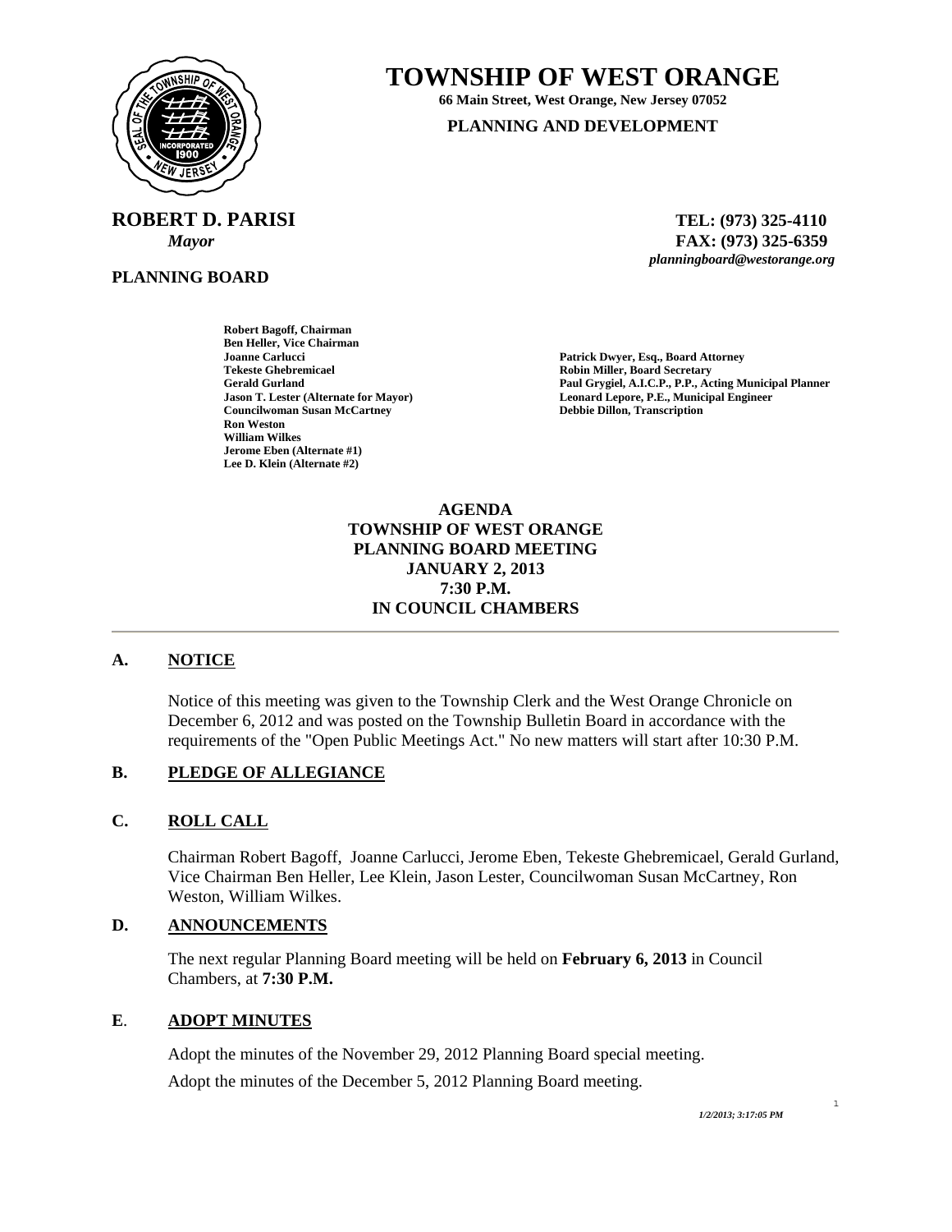# TOWNSHIP OF WEST ORANGE

**66 Main Street, West Orange, New Jersey 07052**

**PLANNING AND DEVELOPMENT**

**ROBERT D. PARISI**
*Mayor*

**TEL: (973) 325-4110**
**FAX: (973) 325-6359**
*planningboard@westorange.org*

**PLANNING BOARD**

**Robert Bagoff, Chairman**
**Ben Heller, Vice Chairman**
**Joanne Carlucci**
**Tekeste Ghebremicael**
**Gerald Gurland**
**Jason T. Lester (Alternate for Mayor)**
**Councilwoman Susan McCartney**
**Ron Weston**
**William Wilkes**
**Jerome Eben (Alternate #1)**
**Lee D. Klein (Alternate #2)**

**Patrick Dwyer, Esq., Board Attorney**
**Robin Miller, Board Secretary**
**Paul Grygiel, A.I.C.P., P.P., Acting Municipal Planner**
**Leonard Lepore, P.E., Municipal Engineer**
**Debbie Dillon, Transcription**

**AGENDA**
**TOWNSHIP OF WEST ORANGE**
**PLANNING BOARD MEETING**
**JANUARY 2, 2013**
**7:30 P.M.**
**IN COUNCIL CHAMBERS**

---

## A. NOTICE

Notice of this meeting was given to the Township Clerk and the West Orange Chronicle on December 6, 2012 and was posted on the Township Bulletin Board in accordance with the requirements of the "Open Public Meetings Act." No new matters will start after 10:30 P.M.

## B. PLEDGE OF ALLEGIANCE

## C. ROLL CALL

Chairman Robert Bagoff, Joanne Carlucci, Jerome Eben, Tekeste Ghebremicael, Gerald Gurland, Vice Chairman Ben Heller, Lee Klein, Jason Lester, Councilwoman Susan McCartney, Ron Weston, William Wilkes.

## D. ANNOUNCEMENTS

The next regular Planning Board meeting will be held on **February 6, 2013** in Council Chambers, at **7:30 P.M.**

## E. ADOPT MINUTES

Adopt the minutes of the November 29, 2012 Planning Board special meeting.

Adopt the minutes of the December 5, 2012 Planning Board meeting.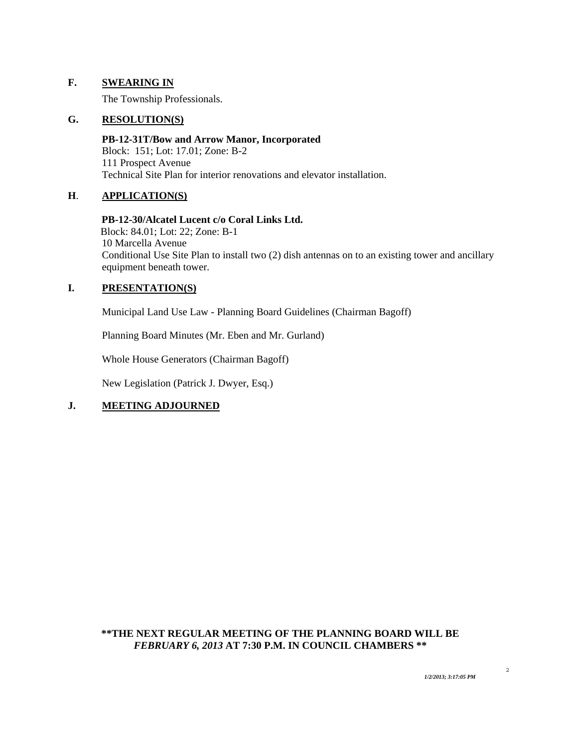## F. SWEARING IN

The Township Professionals.

## G. RESOLUTION(S)

**PB-12-31T/Bow and Arrow Manor, Incorporated**
Block: 151; Lot: 17.01; Zone: B-2
111 Prospect Avenue
Technical Site Plan for interior renovations and elevator installation.

## H. APPLICATION(S)

**PB-12-30/Alcatel Lucent c/o Coral Links Ltd.**
Block: 84.01; Lot: 22; Zone: B-1
10 Marcella Avenue
Conditional Use Site Plan to install two (2) dish antennas on to an existing tower and ancillary equipment beneath tower.

## I. PRESENTATION(S)

Municipal Land Use Law - Planning Board Guidelines (Chairman Bagoff)

Planning Board Minutes (Mr. Eben and Mr. Gurland)

Whole House Generators (Chairman Bagoff)

New Legislation (Patrick J. Dwyer, Esq.)

## J. MEETING ADJOURNED

**\*\*THE NEXT REGULAR MEETING OF THE PLANNING BOARD WILL BE *FEBRUARY 6, 2013* AT 7:30 P.M. IN COUNCIL CHAMBERS \*\***

***1/2/2013; 3:17:05 PM***